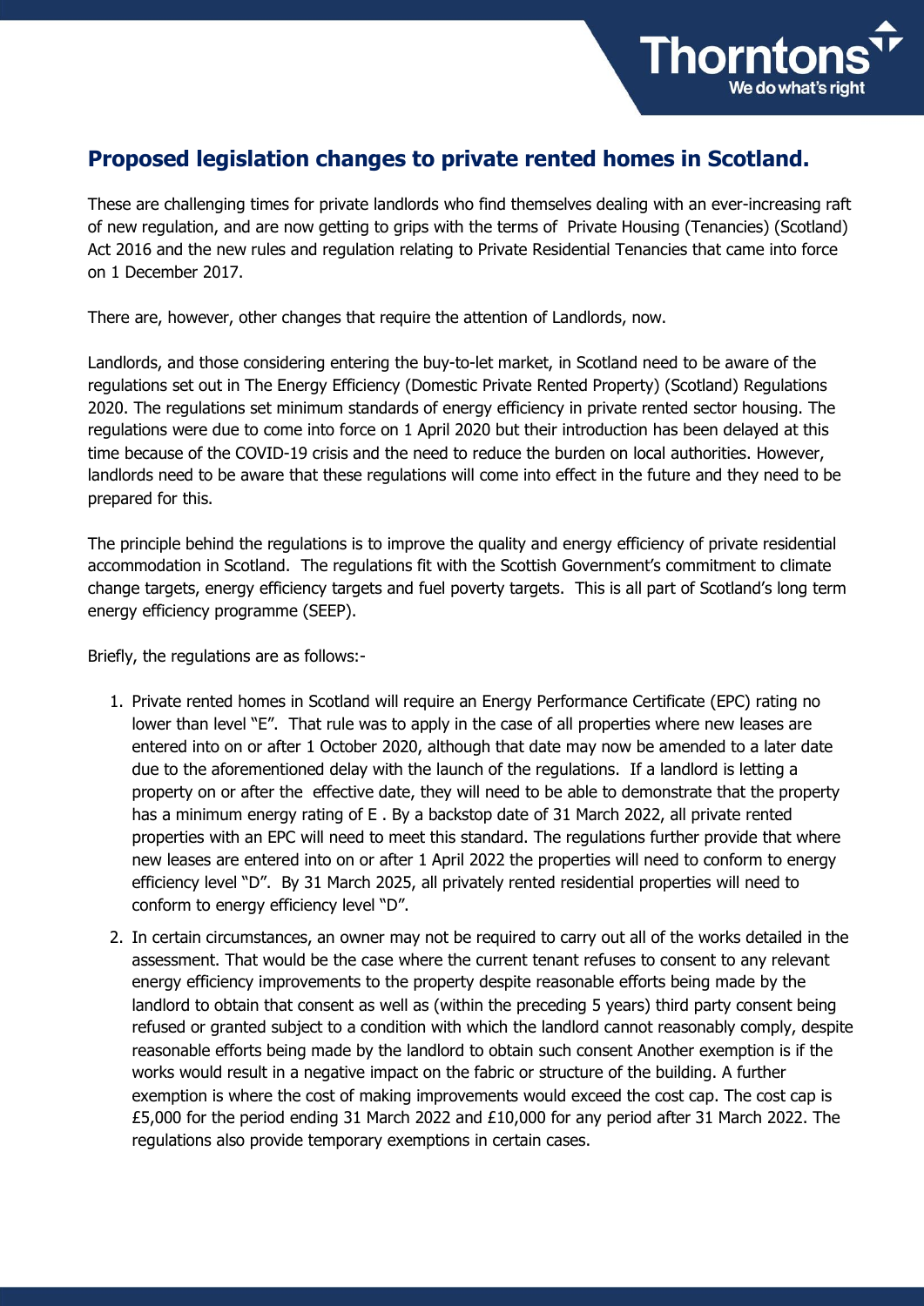## Proposed legislation changes to private rented homes in Scotland.

These are challenging times for private landlords who find themselves dealing with an ever-increasing raft of new regulation, and are now getting to grips with the terms of Private Housing (Tenancies) (Scotland) Act 2016 and the new rules and regulation relating to Private Residential Tenancies that came into force on 1 December 2017.

There are, however, other changes that require the attention of Landlords, now.

Landlords, and those considering entering the buy-to-let market, in Scotland need to be aware of the regulations set out in The Energy Efficiency (Domestic Private Rented Property) (Scotland) Regulations 2020. The regulations set minimum standards of energy efficiency in private rented sector housing. The regulations were due to come into force on 1 April 2020 but their introduction has been delayed at this time because of the COVID-19 crisis and the need to reduce the burden on local authorities. However, landlords need to be aware that these regulations will come into effect in the future and they need to be prepared for this.

The principle behind the regulations is to improve the quality and energy efficiency of private residential accommodation in Scotland. The regulations fit with the Scottish Government's commitment to climate change targets, energy efficiency targets and fuel poverty targets. This is all part of Scotland's long term energy efficiency programme (SEEP).

Briefly, the regulations are as follows:-

1. Private rented homes in Scotland will require an Energy Performance Certificate (EPC) rating no lower than level "E". That rule was to apply in the case of all properties where new leases are entered into on or after 1 October 2020, although that date may now be amended to a later date due to the aforementioned delay with the launch of the regulations. If a landlord is letting a property on or after the effective date, they will need to be able to demonstrate that the property has a minimum energy rating of E . By a backstop date of 31 March 2022, all private rented properties with an EPC will need to meet this standard. The regulations further provide that where new leases are entered into on or after 1 April 2022 the properties will need to conform to energy efficiency level "D". By 31 March 2025, all privately rented residential properties will need to conform to energy efficiency level "D".
2. In certain circumstances, an owner may not be required to carry out all of the works detailed in the assessment. That would be the case where the current tenant refuses to consent to any relevant energy efficiency improvements to the property despite reasonable efforts being made by the landlord to obtain that consent as well as (within the preceding 5 years) third party consent being refused or granted subject to a condition with which the landlord cannot reasonably comply, despite reasonable efforts being made by the landlord to obtain such consent Another exemption is if the works would result in a negative impact on the fabric or structure of the building. A further exemption is where the cost of making improvements would exceed the cost cap. The cost cap is £5,000 for the period ending 31 March 2022 and £10,000 for any period after 31 March 2022. The regulations also provide temporary exemptions in certain cases.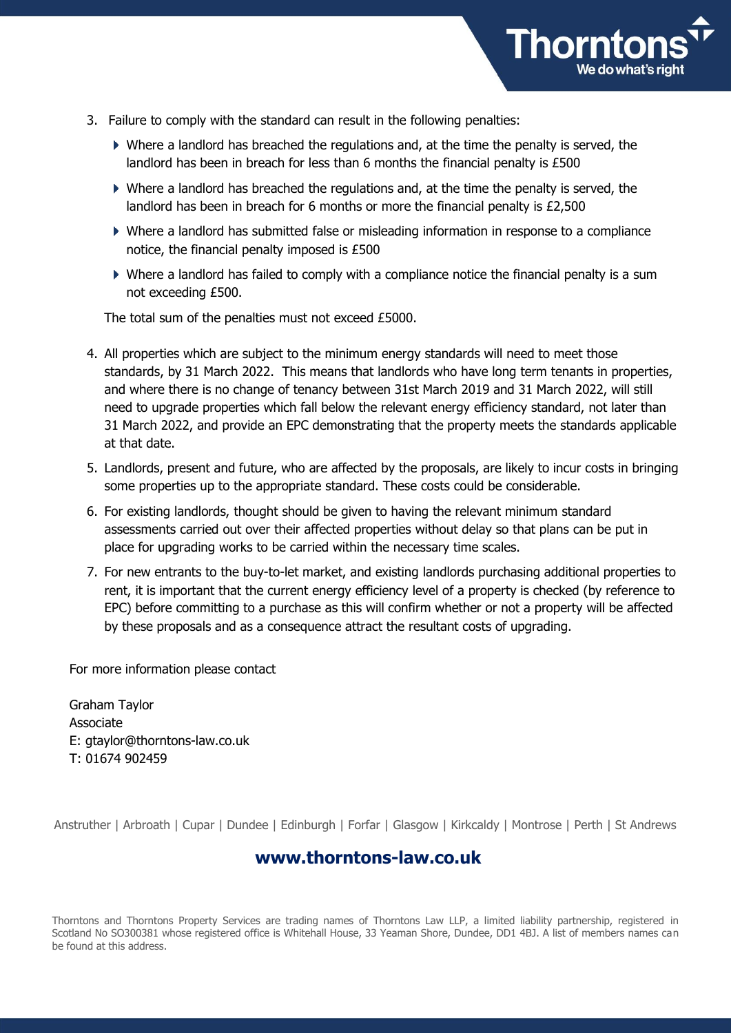3. Failure to comply with the standard can result in the following penalties:

    - Where a landlord has breached the regulations and, at the time the penalty is served, the landlord has been in breach for less than 6 months the financial penalty is £500
    - Where a landlord has breached the regulations and, at the time the penalty is served, the landlord has been in breach for 6 months or more the financial penalty is £2,500
    - Where a landlord has submitted false or misleading information in response to a compliance notice, the financial penalty imposed is £500
    - Where a landlord has failed to comply with a compliance notice the financial penalty is a sum not exceeding £500.

    The total sum of the penalties must not exceed £5000.

4. All properties which are subject to the minimum energy standards will need to meet those standards, by 31 March 2022. This means that landlords who have long term tenants in properties, and where there is no change of tenancy between 31st March 2019 and 31 March 2022, will still need to upgrade properties which fall below the relevant energy efficiency standard, not later than 31 March 2022, and provide an EPC demonstrating that the property meets the standards applicable at that date.
5. Landlords, present and future, who are affected by the proposals, are likely to incur costs in bringing some properties up to the appropriate standard. These costs could be considerable.
6. For existing landlords, thought should be given to having the relevant minimum standard assessments carried out over their affected properties without delay so that plans can be put in place for upgrading works to be carried within the necessary time scales.
7. For new entrants to the buy-to-let market, and existing landlords purchasing additional properties to rent, it is important that the current energy efficiency level of a property is checked (by reference to EPC) before committing to a purchase as this will confirm whether or not a property will be affected by these proposals and as a consequence attract the resultant costs of upgrading.

For more information please contact

Graham Taylor
Associate
E: gtaylor@thorntons-law.co.uk
T: 01674 902459

Anstruther | Arbroath | Cupar | Dundee | Edinburgh | Forfar | Glasgow | Kirkcaldy | Montrose | Perth | St Andrews

**www.thorntons-law.co.uk**

Thorntons and Thorntons Property Services are trading names of Thorntons Law LLP, a limited liability partnership, registered in Scotland No SO300381 whose registered office is Whitehall House, 33 Yeaman Shore, Dundee, DD1 4BJ. A list of members names can be found at this address.